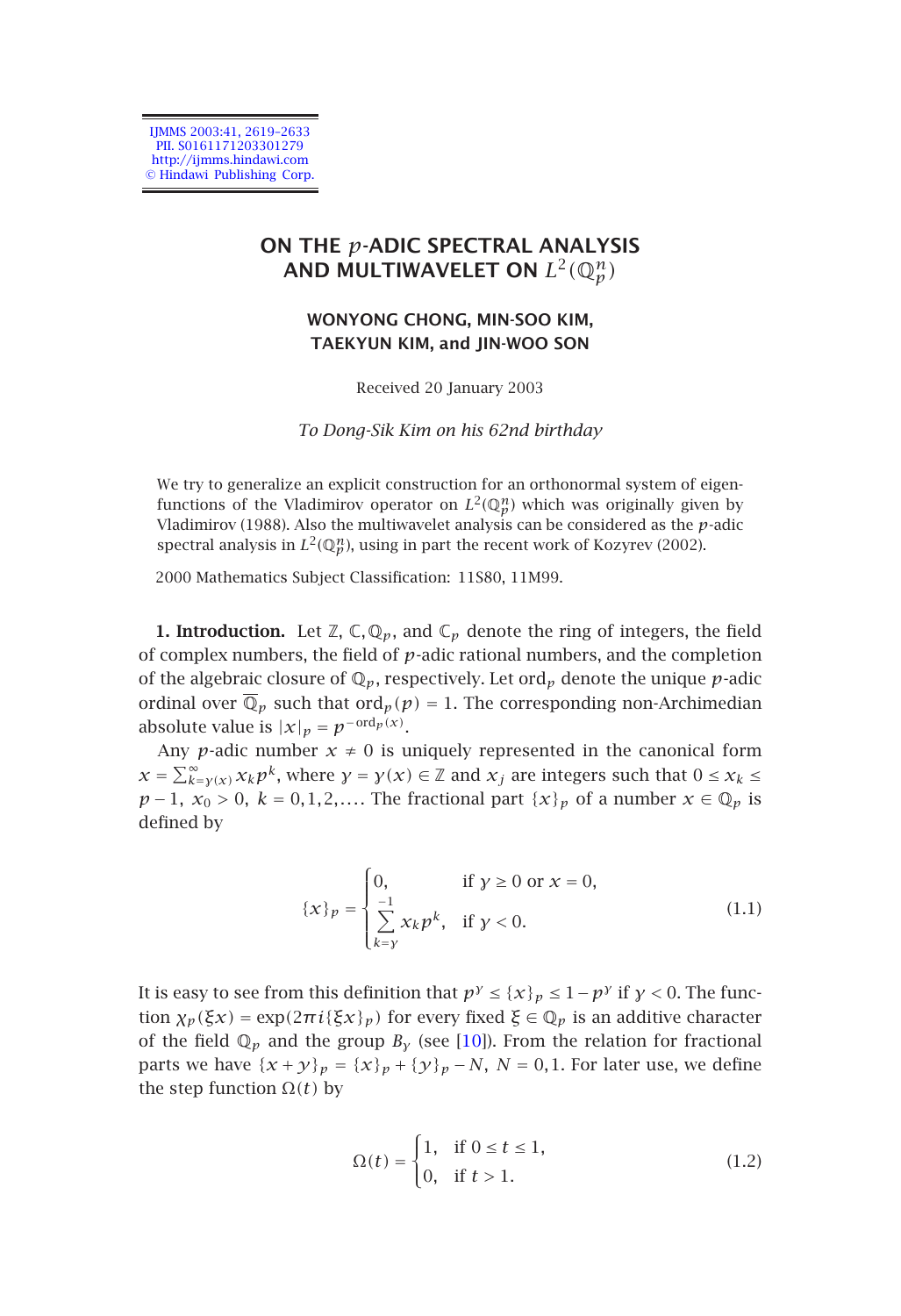# ON THE $p$-ADIC SPECTRAL ANALYSIS AND MULTIWAVELET ON $L^2(\mathbb{Q}_p^n)$

**WONYONG CHONG, MIN-SOO KIM, TAEKYUN KIM, and JIN-WOO SON**

Received 20 January 2003

*To Dong-Sik Kim on his 62nd birthday*

We try to generalize an explicit construction for an orthonormal system of eigenfunctions of the Vladimirov operator on $L^2(\mathbb{Q}_p^n)$ which was originally given by Vladimirov (1988). Also the multiwavelet analysis can be considered as the $p$-adic spectral analysis in $L^2(\mathbb{Q}_p^n)$, using in part the recent work of Kozyrev (2002).

2000 Mathematics Subject Classification: 11S80, 11M99.

**1. Introduction.** Let $\mathbb{Z}$, $\mathbb{C}, \mathbb{Q}_p$, and $\mathbb{C}_p$ denote the ring of integers, the field of complex numbers, the field of $p$-adic rational numbers, and the completion of the algebraic closure of $\mathbb{Q}_p$, respectively. Let $\operatorname{ord}_p$ denote the unique $p$-adic ordinal over $\overline{\mathbb{Q}}_p$ such that $\operatorname{ord}_p(p) = 1$. The corresponding non-Archimedean absolute value is $|x|_p = p^{-\operatorname{ord}_p(x)}$.

Any $p$-adic number $x \neq 0$ is uniquely represented in the canonical form $x = \sum_{k=\gamma(x)}^{\infty} x_k p^k$, where $\gamma = \gamma(x) \in \mathbb{Z}$ and $x_j$ are integers such that $0 \le x_k \le p-1$, $x_0 > 0$, $k = 0, 1, 2, \ldots$. The fractional part $\{x\}_p$ of a number $x \in \mathbb{Q}_p$ is defined by

$$\{x\}_p = \begin{cases} 0, & \text{if } \gamma \ge 0 \text{ or } x = 0, \\ \displaystyle\sum_{k=\gamma}^{-1} x_k p^k, & \text{if } \gamma < 0. \end{cases} \tag{1.1}$$

It is easy to see from this definition that $p^{\gamma} \le \{x\}_p \le 1 - p^{\gamma}$ if $\gamma < 0$. The function $\chi_p(\xi x) = \exp(2\pi i \{\xi x\}_p)$ for every fixed $\xi \in \mathbb{Q}_p$ is an additive character of the field $\mathbb{Q}_p$ and the group $B_\gamma$ (see [10]). From the relation for fractional parts we have $\{x+y\}_p = \{x\}_p + \{y\}_p - N$, $N = 0, 1$. For later use, we define the step function $\Omega(t)$ by

$$\Omega(t) = \begin{cases} 1, & \text{if } 0 \le t \le 1, \\ 0, & \text{if } t > 1. \end{cases} \tag{1.2}$$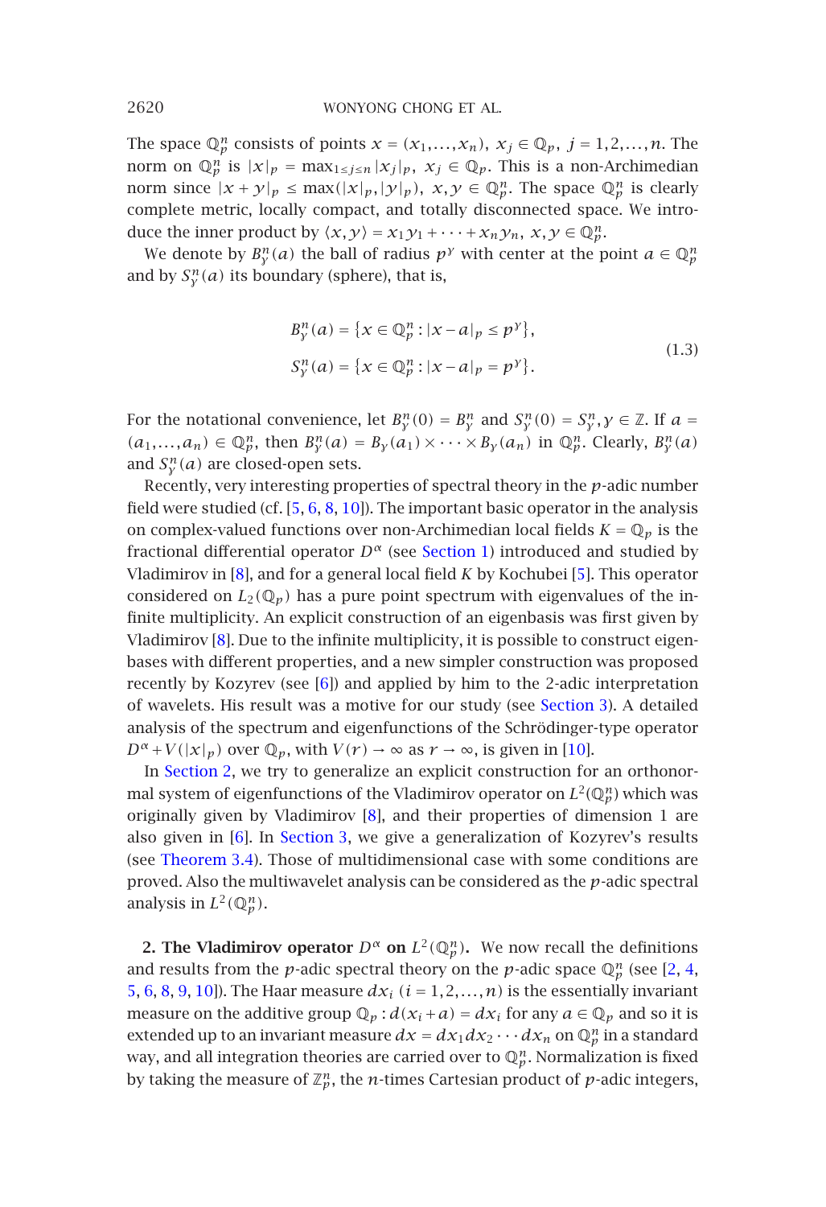The space $\mathbb{Q}_p^n$ consists of points $x = (x_1, \dots, x_n)$, $x_j \in \mathbb{Q}_p$, $j = 1, 2, \dots, n$. The norm on $\mathbb{Q}_p^n$ is $|x|_p = \max_{1 \le j \le n} |x_j|_p$, $x_j \in \mathbb{Q}_p$. This is a non-Archimedian norm since $|x + y|_p \le \max(|x|_p, |y|_p)$, $x, y \in \mathbb{Q}_p^n$. The space $\mathbb{Q}_p^n$ is clearly complete metric, locally compact, and totally disconnected space. We introduce the inner product by $\langle x, y\rangle = x_1 y_1 + \cdots + x_n y_n$, $x, y \in \mathbb{Q}_p^n$.

We denote by $B_\gamma^n(a)$ the ball of radius $p^\gamma$ with center at the point $a \in \mathbb{Q}_p^n$ and by $S_\gamma^n(a)$ its boundary (sphere), that is,

$$
\begin{aligned}
B_\gamma^n(a) &= \{x \in \mathbb{Q}_p^n : |x - a|_p \le p^\gamma\}, \\
S_\gamma^n(a) &= \{x \in \mathbb{Q}_p^n : |x - a|_p = p^\gamma\}.
\end{aligned}
\tag{1.3}
$$

For the notational convenience, let $B_\gamma^n(0) = B_\gamma^n$ and $S_\gamma^n(0) = S_\gamma^n$, $\gamma \in \mathbb{Z}$. If $a = (a_1, \dots, a_n) \in \mathbb{Q}_p^n$, then $B_\gamma^n(a) = B_\gamma(a_1) \times \cdots \times B_\gamma(a_n)$ in $\mathbb{Q}_p^n$. Clearly, $B_\gamma^n(a)$ and $S_\gamma^n(a)$ are closed-open sets.

Recently, very interesting properties of spectral theory in the $p$-adic number field were studied (cf. [5, 6, 8, 10]). The important basic operator in the analysis on complex-valued functions over non-Archimedian local fields $K = \mathbb{Q}_p$ is the fractional differential operator $D^\alpha$ (see Section 1) introduced and studied by Vladimirov in [8], and for a general local field $K$ by Kochubei [5]. This operator considered on $L_2(\mathbb{Q}_p)$ has a pure point spectrum with eigenvalues of the infinite multiplicity. An explicit construction of an eigenbasis was first given by Vladimirov [8]. Due to the infinite multiplicity, it is possible to construct eigenbases with different properties, and a new simpler construction was proposed recently by Kozyrev (see [6]) and applied by him to the 2-adic interpretation of wavelets. His result was a motive for our study (see Section 3). A detailed analysis of the spectrum and eigenfunctions of the Schrödinger-type operator $D^\alpha + V(|x|_p)$ over $\mathbb{Q}_p$, with $V(r) \to \infty$ as $r \to \infty$, is given in [10].

In Section 2, we try to generalize an explicit construction for an orthonormal system of eigenfunctions of the Vladimirov operator on $L^2(\mathbb{Q}_p^n)$ which was originally given by Vladimirov [8], and their properties of dimension 1 are also given in [6]. In Section 3, we give a generalization of Kozyrev's results (see Theorem 3.4). Those of multidimensional case with some conditions are proved. Also the multiwavelet analysis can be considered as the $p$-adic spectral analysis in $L^2(\mathbb{Q}_p^n)$.

## 2. The Vladimirov operator $D^\alpha$ on $L^2(\mathbb{Q}_p^n)$.

We now recall the definitions and results from the $p$-adic spectral theory on the $p$-adic space $\mathbb{Q}_p^n$ (see [2, 4, 5, 6, 8, 9, 10]). The Haar measure $dx_i$ $(i = 1, 2, \dots, n)$ is the essentially invariant measure on the additive group $\mathbb{Q}_p : d(x_i + a) = dx_i$ for any $a \in \mathbb{Q}_p$ and so it is extended up to an invariant measure $dx = dx_1 dx_2 \cdots dx_n$ on $\mathbb{Q}_p^n$ in a standard way, and all integration theories are carried over to $\mathbb{Q}_p^n$. Normalization is fixed by taking the measure of $\mathbb{Z}_p^n$, the $n$-times Cartesian product of $p$-adic integers,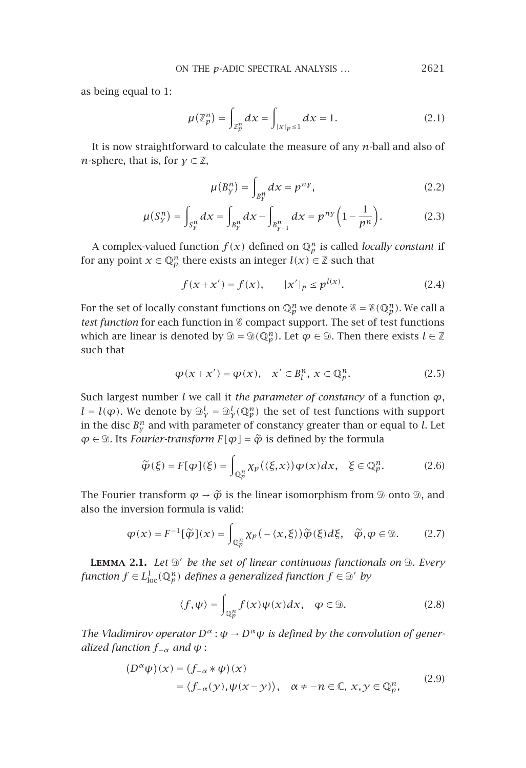as being equal to 1:

$$\mu(\mathbb{Z}_p^n) = \int_{\mathbb{Z}_p^n} dx = \int_{|x|_p \le 1} dx = 1. \tag{2.1}$$

It is now straightforward to calculate the measure of any $n$-ball and also of $n$-sphere, that is, for $\gamma \in \mathbb{Z}$,

$$\mu(B_\gamma^n) = \int_{B_\gamma^n} dx = p^{n\gamma}, \tag{2.2}$$

$$\mu(S_\gamma^n) = \int_{S_\gamma^n} dx = \int_{B_\gamma^n} dx - \int_{B_{\gamma-1}^n} dx = p^{n\gamma}\left(1 - \frac{1}{p^n}\right). \tag{2.3}$$

A complex-valued function $f(x)$ defined on $\mathbb{Q}_p^n$ is called *locally constant* if for any point $x \in \mathbb{Q}_p^n$ there exists an integer $l(x) \in \mathbb{Z}$ such that

$$f(x + x') = f(x), \qquad |x'|_p \le p^{l(x)}. \tag{2.4}$$

For the set of locally constant functions on $\mathbb{Q}_p^n$ we denote $\mathcal{E} = \mathcal{E}(\mathbb{Q}_p^n)$. We call a *test function* for each function in $\mathcal{E}$ compact support. The set of test functions which are linear is denoted by $\mathcal{D} = \mathcal{D}(\mathbb{Q}_p^n)$. Let $\varphi \in \mathcal{D}$. Then there exists $l \in \mathbb{Z}$ such that

$$\varphi(x + x') = \varphi(x), \quad x' \in B_l^n, \; x \in \mathbb{Q}_p^n. \tag{2.5}$$

Such largest number $l$ we call it *the parameter of constancy* of a function $\varphi$, $l = l(\varphi)$. We denote by $\mathcal{D}_\gamma^l = \mathcal{D}_\gamma^l(\mathbb{Q}_p^n)$ the set of test functions with support in the disc $B_\gamma^n$ and with parameter of constancy greater than or equal to $l$. Let $\varphi \in \mathcal{D}$. Its *Fourier-transform* $F[\varphi] = \tilde{\varphi}$ is defined by the formula

$$\tilde{\varphi}(\xi) = F[\varphi](\xi) = \int_{\mathbb{Q}_p^n} \chi_p(\langle \xi, x\rangle)\varphi(x)dx, \quad \xi \in \mathbb{Q}_p^n. \tag{2.6}$$

The Fourier transform $\varphi \to \tilde{\varphi}$ is the linear isomorphism from $\mathcal{D}$ onto $\mathcal{D}$, and also the inversion formula is valid:

$$\varphi(x) = F^{-1}[\tilde{\varphi}](x) = \int_{\mathbb{Q}_p^n} \chi_p(-\langle x, \xi\rangle)\tilde{\varphi}(\xi)d\xi, \quad \tilde{\varphi}, \varphi \in \mathcal{D}. \tag{2.7}$$

**Lemma 2.1.** *Let $\mathcal{D}'$ be the set of linear continuous functionals on $\mathcal{D}$. Every function $f \in L^1_{\text{loc}}(\mathbb{Q}_p^n)$ defines a generalized function $f \in \mathcal{D}'$ by*

$$\langle f, \psi\rangle = \int_{\mathbb{Q}_p^n} f(x)\psi(x)dx, \quad \varphi \in \mathcal{D}. \tag{2.8}$$

*The Vladimirov operator $D^\alpha : \psi \to D^\alpha\psi$ is defined by the convolution of generalized function $f_{-\alpha}$ and $\psi$:*

$$\begin{aligned}
(D^\alpha\psi)(x) &= (f_{-\alpha} * \psi)(x) \\
&= \langle f_{-\alpha}(y), \psi(x - y)\rangle, \quad \alpha \ne -n \in \mathbb{C}, \; x, y \in \mathbb{Q}_p^n,
\end{aligned} \tag{2.9}$$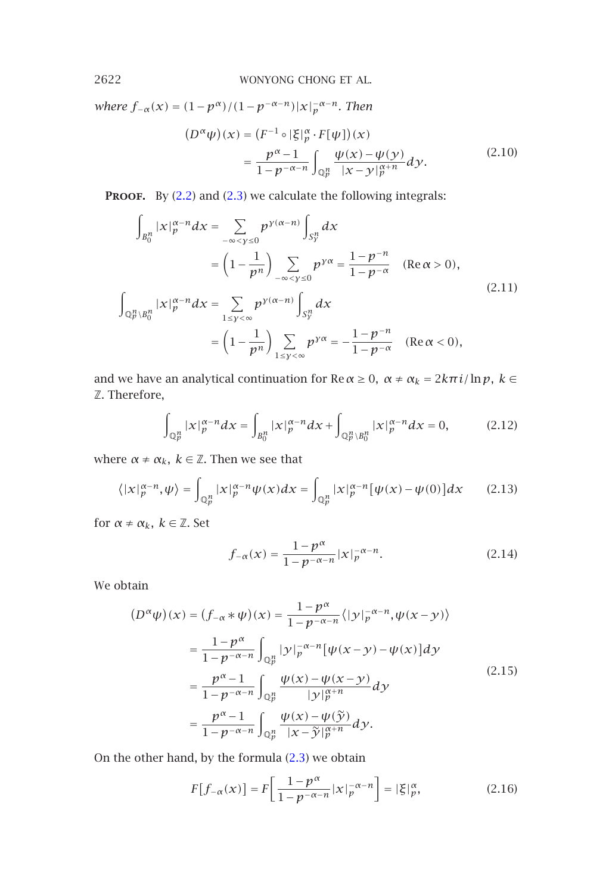where $f_{-\alpha}(x) = (1-p^{\alpha})/(1-p^{-\alpha-n})|x|_p^{-\alpha-n}$. Then

$$
\begin{aligned}
(D^{\alpha}\psi)(x) &= \left(F^{-1} \circ |\xi|_p^{\alpha} \cdot F[\psi]\right)(x) \\
&= \frac{p^{\alpha}-1}{1-p^{-\alpha-n}} \int_{\mathbb{Q}_p^n} \frac{\psi(x)-\psi(y)}{|x-y|_p^{\alpha+n}} dy.
\end{aligned} \tag{2.10}
$$

**Proof.** By (2.2) and (2.3) we calculate the following integrals:

$$
\begin{aligned}
\int_{B_0^n} |x|_p^{\alpha-n} dx &= \sum_{-\infty<\gamma\leq 0} p^{\gamma(\alpha-n)} \int_{S_\gamma^n} dx \\
&= \left(1-\frac{1}{p^n}\right) \sum_{-\infty<\gamma\leq 0} p^{\gamma\alpha} = \frac{1-p^{-n}}{1-p^{-\alpha}} \quad (\operatorname{Re}\alpha > 0), \\
\int_{\mathbb{Q}_p^n \setminus B_0^n} |x|_p^{\alpha-n} dx &= \sum_{1\leq\gamma<\infty} p^{\gamma(\alpha-n)} \int_{S_\gamma^n} dx \\
&= \left(1-\frac{1}{p^n}\right) \sum_{1\leq\gamma<\infty} p^{\gamma\alpha} = -\frac{1-p^{-n}}{1-p^{-\alpha}} \quad (\operatorname{Re}\alpha < 0),
\end{aligned} \tag{2.11}
$$

and we have an analytical continuation for $\operatorname{Re}\alpha \geq 0$, $\alpha \neq \alpha_k = 2k\pi i/\ln p$, $k \in \mathbb{Z}$. Therefore,

$$
\int_{\mathbb{Q}_p^n} |x|_p^{\alpha-n} dx = \int_{B_0^n} |x|_p^{\alpha-n} dx + \int_{\mathbb{Q}_p^n \setminus B_0^n} |x|_p^{\alpha-n} dx = 0, \tag{2.12}
$$

where $\alpha \neq \alpha_k$, $k \in \mathbb{Z}$. Then we see that

$$
\langle |x|_p^{\alpha-n}, \psi \rangle = \int_{\mathbb{Q}_p^n} |x|_p^{\alpha-n} \psi(x) dx = \int_{\mathbb{Q}_p^n} |x|_p^{\alpha-n} [\psi(x)-\psi(0)] dx \tag{2.13}
$$

for $\alpha \neq \alpha_k$, $k \in \mathbb{Z}$. Set

$$
f_{-\alpha}(x) = \frac{1-p^{\alpha}}{1-p^{-\alpha-n}} |x|_p^{-\alpha-n}. \tag{2.14}
$$

We obtain

$$
\begin{aligned}
(D^{\alpha}\psi)(x) = (f_{-\alpha} * \psi)(x) &= \frac{1-p^{\alpha}}{1-p^{-\alpha-n}} \langle |y|_p^{-\alpha-n}, \psi(x-y) \rangle \\
&= \frac{1-p^{\alpha}}{1-p^{-\alpha-n}} \int_{\mathbb{Q}_p^n} |y|_p^{-\alpha-n} [\psi(x-y)-\psi(x)] dy \\
&= \frac{p^{\alpha}-1}{1-p^{-\alpha-n}} \int_{\mathbb{Q}_p^n} \frac{\psi(x)-\psi(x-y)}{|y|_p^{\alpha+n}} dy \\
&= \frac{p^{\alpha}-1}{1-p^{-\alpha-n}} \int_{\mathbb{Q}_p^n} \frac{\psi(x)-\psi(\tilde{y})}{|x-\tilde{y}|_p^{\alpha+n}} dy.
\end{aligned} \tag{2.15}
$$

On the other hand, by the formula (2.3) we obtain

$$
F[f_{-\alpha}(x)] = F\left[\frac{1-p^{\alpha}}{1-p^{-\alpha-n}} |x|_p^{-\alpha-n}\right] = |\xi|_p^{\alpha}, \tag{2.16}
$$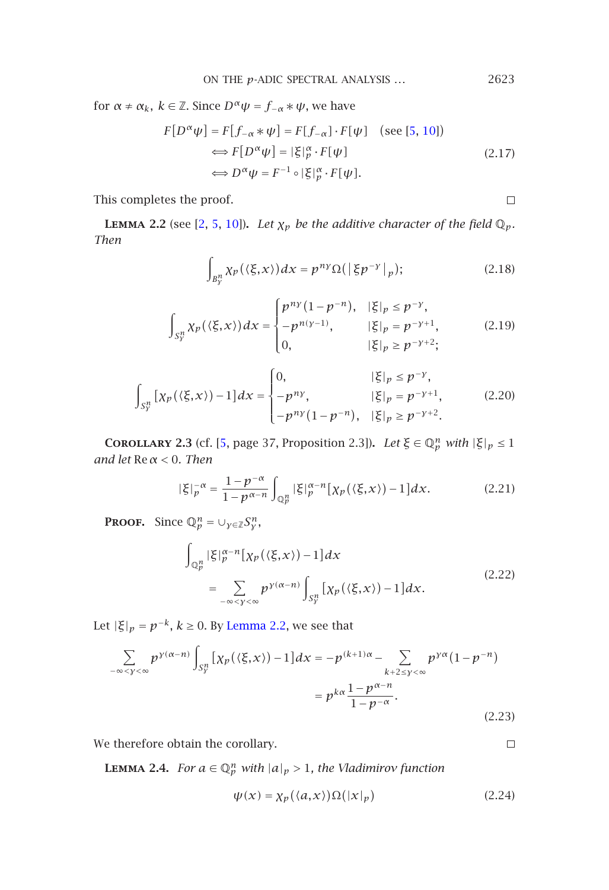for $\alpha \neq \alpha_k$, $k \in \mathbb{Z}$. Since $D^\alpha \psi = f_{-\alpha} * \psi$, we have

$$
\begin{aligned}
F[D^\alpha \psi] &= F[f_{-\alpha} * \psi] = F[f_{-\alpha}] \cdot F[\psi] \quad (\text{see [5, 10]}) \\
&\Longleftrightarrow F[D^\alpha \psi] = |\xi|_p^\alpha \cdot F[\psi] \\
&\Longleftrightarrow D^\alpha \psi = F^{-1} \circ |\xi|_p^\alpha \cdot F[\psi].
\end{aligned}
\tag{2.17}
$$

This completes the proof. □

**Lemma 2.2** (see [2, 5, 10]). *Let $\chi_p$ be the additive character of the field $\mathbb{Q}_p$. Then*

$$
\int_{B_\gamma^n} \chi_p(\langle \xi, x\rangle)\, dx = p^{n\gamma} \Omega(|\xi p^{-\gamma}|_p); \tag{2.18}
$$

$$
\int_{S_\gamma^n} \chi_p(\langle \xi, x\rangle)\, dx = \begin{cases} p^{n\gamma}(1-p^{-n}), & |\xi|_p \leq p^{-\gamma}, \\ -p^{n(\gamma-1)}, & |\xi|_p = p^{-\gamma+1}, \\ 0, & |\xi|_p \geq p^{-\gamma+2}; \end{cases} \tag{2.19}
$$

$$
\int_{S_\gamma^n} [\chi_p(\langle \xi, x\rangle) - 1]\, dx = \begin{cases} 0, & |\xi|_p \leq p^{-\gamma}, \\ -p^{n\gamma}, & |\xi|_p = p^{-\gamma+1}, \\ -p^{n\gamma}(1-p^{-n}), & |\xi|_p \geq p^{-\gamma+2}. \end{cases} \tag{2.20}
$$

**Corollary 2.3** (cf. [5, page 37, Proposition 2.3]). *Let $\xi \in \mathbb{Q}_p^n$ with $|\xi|_p \leq 1$ and let $\operatorname{Re}\alpha < 0$. Then*

$$
|\xi|_p^{-\alpha} = \frac{1-p^{-\alpha}}{1-p^{\alpha-n}} \int_{\mathbb{Q}_p^n} |\xi|_p^{\alpha-n} [\chi_p(\langle \xi, x\rangle) - 1]\, dx. \tag{2.21}
$$

**Proof.** Since $\mathbb{Q}_p^n = \cup_{\gamma \in \mathbb{Z}} S_\gamma^n$,

$$
\begin{aligned}
&\int_{\mathbb{Q}_p^n} |\xi|_p^{\alpha-n} [\chi_p(\langle \xi, x\rangle) - 1]\, dx \\
&\quad = \sum_{-\infty<\gamma<\infty} p^{\gamma(\alpha-n)} \int_{S_\gamma^n} [\chi_p(\langle \xi, x\rangle) - 1]\, dx.
\end{aligned}
\tag{2.22}
$$

Let $|\xi|_p = p^{-k}$, $k \geq 0$. By Lemma 2.2, we see that

$$
\begin{aligned}
\sum_{-\infty<\gamma<\infty} p^{\gamma(\alpha-n)} \int_{S_\gamma^n} [\chi_p(\langle \xi, x\rangle) - 1]\, dx &= -p^{(k+1)\alpha} - \sum_{k+2 \leq \gamma < \infty} p^{\gamma\alpha}(1-p^{-n}) \\
&= p^{k\alpha} \frac{1-p^{\alpha-n}}{1-p^{-\alpha}}.
\end{aligned}
\tag{2.23}
$$

We therefore obtain the corollary. □

**Lemma 2.4.** *For $a \in \mathbb{Q}_p^n$ with $|a|_p > 1$, the Vladimirov function*

$$
\psi(x) = \chi_p(\langle a, x\rangle) \Omega(|x|_p) \tag{2.24}
$$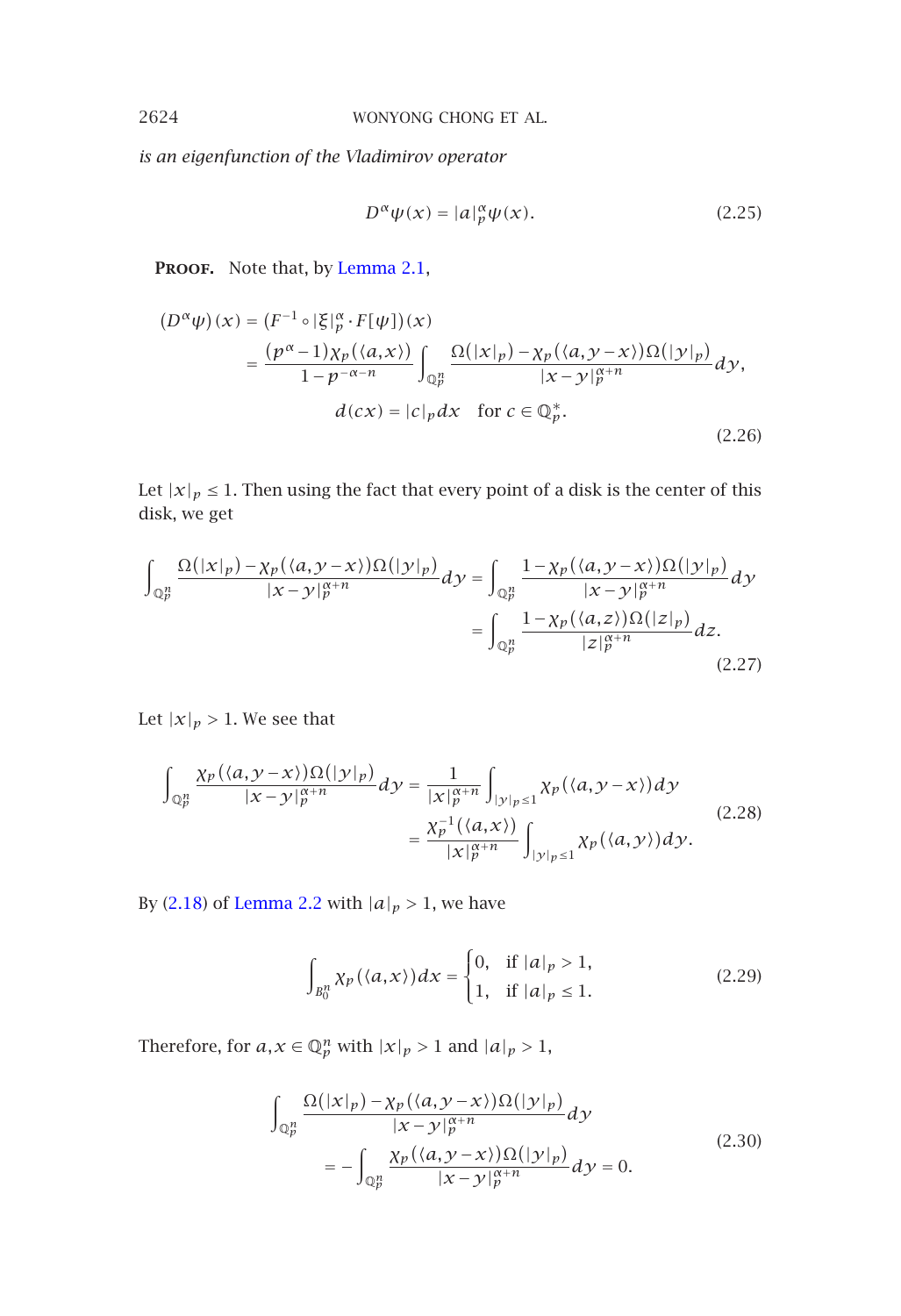*is an eigenfunction of the Vladimirov operator*

$$D^{\alpha}\psi(x) = |a|_p^{\alpha}\psi(x). \tag{2.25}$$

**Proof.** Note that, by Lemma 2.1,

$$\begin{aligned}
(D^{\alpha}\psi)(x) &= (F^{-1} \circ |\xi|_p^{\alpha} \cdot F[\psi])(x) \\
&= \frac{(p^{\alpha}-1)\chi_p(\langle a,x\rangle)}{1-p^{-\alpha-n}} \int_{\mathbb{Q}_p^n} \frac{\Omega(|x|_p) - \chi_p(\langle a, y-x\rangle)\Omega(|y|_p)}{|x-y|_p^{\alpha+n}} dy, \\
& d(cx) = |c|_p dx \quad \text{for } c \in \mathbb{Q}_p^*.
\end{aligned} \tag{2.26}$$

Let $|x|_p \le 1$. Then using the fact that every point of a disk is the center of this disk, we get

$$\begin{aligned}
\int_{\mathbb{Q}_p^n} \frac{\Omega(|x|_p) - \chi_p(\langle a, y-x\rangle)\Omega(|y|_p)}{|x-y|_p^{\alpha+n}} dy &= \int_{\mathbb{Q}_p^n} \frac{1 - \chi_p(\langle a, y-x\rangle)\Omega(|y|_p)}{|x-y|_p^{\alpha+n}} dy \\
&= \int_{\mathbb{Q}_p^n} \frac{1 - \chi_p(\langle a, z\rangle)\Omega(|z|_p)}{|z|_p^{\alpha+n}} dz.
\end{aligned} \tag{2.27}$$

Let $|x|_p > 1$. We see that

$$\begin{aligned}
\int_{\mathbb{Q}_p^n} \frac{\chi_p(\langle a, y-x\rangle)\Omega(|y|_p)}{|x-y|_p^{\alpha+n}} dy &= \frac{1}{|x|_p^{\alpha+n}} \int_{|y|_p \le 1} \chi_p(\langle a, y-x\rangle) dy \\
&= \frac{\chi_p^{-1}(\langle a,x\rangle)}{|x|_p^{\alpha+n}} \int_{|y|_p \le 1} \chi_p(\langle a, y\rangle) dy.
\end{aligned} \tag{2.28}$$

By (2.18) of Lemma 2.2 with $|a|_p > 1$, we have

$$\int_{B_0^n} \chi_p(\langle a,x\rangle) dx = \begin{cases} 0, & \text{if } |a|_p > 1, \\ 1, & \text{if } |a|_p \le 1. \end{cases} \tag{2.29}$$

Therefore, for $a, x \in \mathbb{Q}_p^n$ with $|x|_p > 1$ and $|a|_p > 1$,

$$\begin{aligned}
&\int_{\mathbb{Q}_p^n} \frac{\Omega(|x|_p) - \chi_p(\langle a, y-x\rangle)\Omega(|y|_p)}{|x-y|_p^{\alpha+n}} dy \\
&\quad = -\int_{\mathbb{Q}_p^n} \frac{\chi_p(\langle a, y-x\rangle)\Omega(|y|_p)}{|x-y|_p^{\alpha+n}} dy = 0.
\end{aligned} \tag{2.30}$$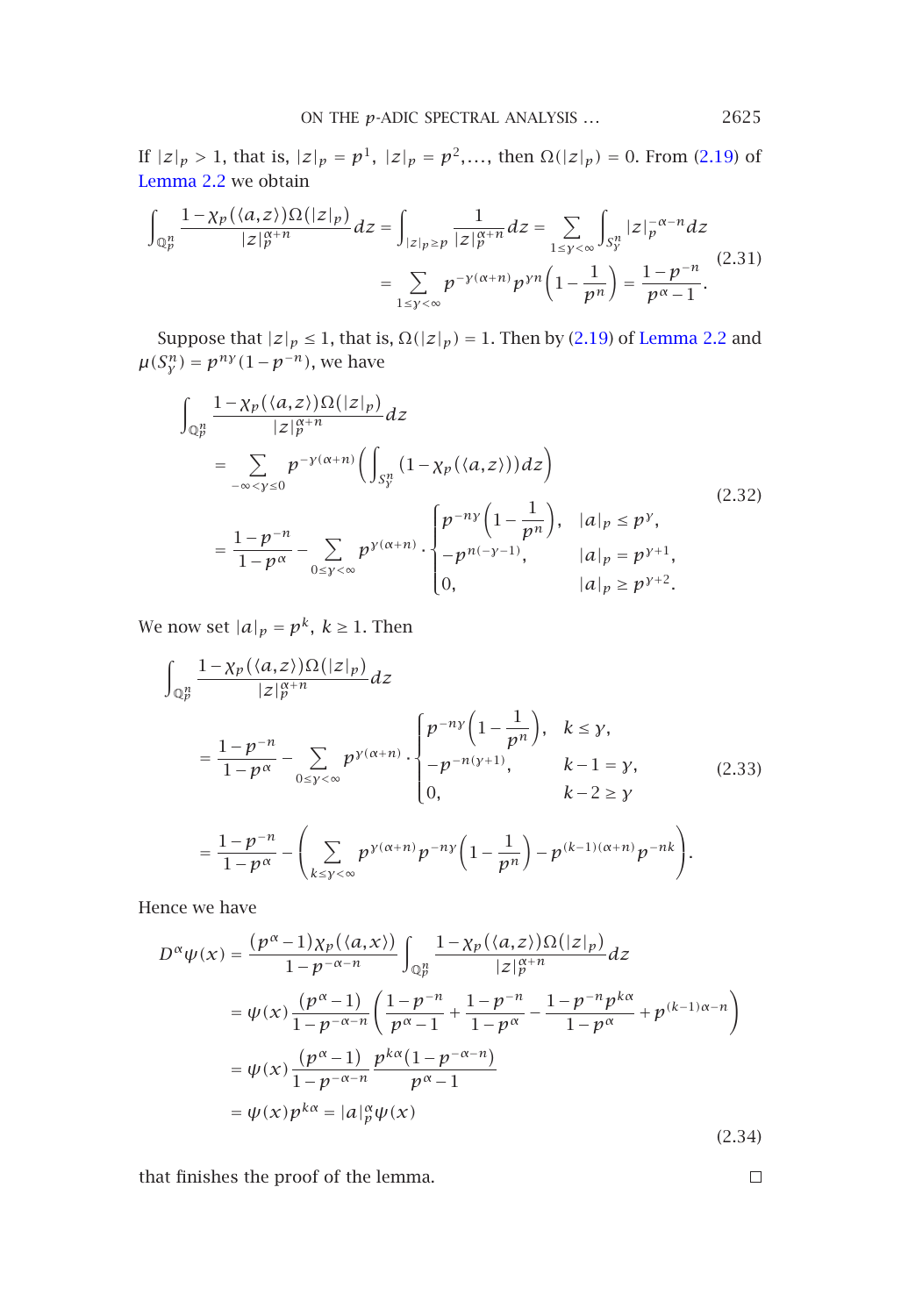If $|z|_p > 1$, that is, $|z|_p = p^1$, $|z|_p = p^2, \dots$, then $\Omega(|z|_p) = 0$. From (2.19) of Lemma 2.2 we obtain

$$
\begin{aligned}
\int_{\mathbb{Q}_p^n} \frac{1-\chi_p(\langle a,z\rangle)\Omega(|z|_p)}{|z|_p^{\alpha+n}}dz &= \int_{|z|_p\geq p}\frac{1}{|z|_p^{\alpha+n}}dz = \sum_{1\leq\gamma<\infty}\int_{S_\gamma^n}|z|_p^{-\alpha-n}dz \\
&= \sum_{1\leq\gamma<\infty} p^{-\gamma(\alpha+n)}p^{\gamma n}\left(1-\frac{1}{p^n}\right) = \frac{1-p^{-n}}{p^\alpha-1}.
\end{aligned}
\tag{2.31}
$$

Suppose that $|z|_p \leq 1$, that is, $\Omega(|z|_p) = 1$. Then by (2.19) of Lemma 2.2 and $\mu(S_\gamma^n) = p^{n\gamma}(1-p^{-n})$, we have

$$
\begin{aligned}
&\int_{\mathbb{Q}_p^n} \frac{1-\chi_p(\langle a,z\rangle)\Omega(|z|_p)}{|z|_p^{\alpha+n}}dz \\
&\quad= \sum_{-\infty<\gamma\leq 0} p^{-\gamma(\alpha+n)}\left(\int_{S_\gamma^n}(1-\chi_p(\langle a,z\rangle))dz\right) \\
&\quad= \frac{1-p^{-n}}{1-p^\alpha} - \sum_{0\leq\gamma<\infty} p^{\gamma(\alpha+n)}\cdot\begin{cases} p^{-n\gamma}\left(1-\dfrac{1}{p^n}\right), & |a|_p\leq p^\gamma, \\ -p^{n(-\gamma-1)}, & |a|_p = p^{\gamma+1}, \\ 0, & |a|_p \geq p^{\gamma+2}. \end{cases}
\end{aligned}
\tag{2.32}
$$

We now set $|a|_p = p^k$, $k \geq 1$. Then

$$
\begin{aligned}
&\int_{\mathbb{Q}_p^n} \frac{1-\chi_p(\langle a,z\rangle)\Omega(|z|_p)}{|z|_p^{\alpha+n}}dz \\
&\quad= \frac{1-p^{-n}}{1-p^\alpha} - \sum_{0\leq\gamma<\infty} p^{\gamma(\alpha+n)}\cdot\begin{cases} p^{-n\gamma}\left(1-\dfrac{1}{p^n}\right), & k\leq\gamma, \\ -p^{-n(\gamma+1)}, & k-1=\gamma, \\ 0, & k-2\geq\gamma \end{cases} \\
&\quad= \frac{1-p^{-n}}{1-p^\alpha} - \left(\sum_{k\leq\gamma<\infty} p^{\gamma(\alpha+n)}p^{-n\gamma}\left(1-\frac{1}{p^n}\right) - p^{(k-1)(\alpha+n)}p^{-nk}\right).
\end{aligned}
\tag{2.33}
$$

Hence we have

$$
\begin{aligned}
D^\alpha\psi(x) &= \frac{(p^\alpha-1)\chi_p(\langle a,x\rangle)}{1-p^{-\alpha-n}}\int_{\mathbb{Q}_p^n}\frac{1-\chi_p(\langle a,z\rangle)\Omega(|z|_p)}{|z|_p^{\alpha+n}}dz \\
&= \psi(x)\frac{(p^\alpha-1)}{1-p^{-\alpha-n}}\left(\frac{1-p^{-n}}{p^\alpha-1}+\frac{1-p^{-n}}{1-p^\alpha}-\frac{1-p^{-n}p^{k\alpha}}{1-p^\alpha}+p^{(k-1)\alpha-n}\right) \\
&= \psi(x)\frac{(p^\alpha-1)}{1-p^{-\alpha-n}}\frac{p^{k\alpha}(1-p^{-\alpha-n})}{p^\alpha-1} \\
&= \psi(x)p^{k\alpha} = |a|_p^\alpha\psi(x)
\end{aligned}
\tag{2.34}
$$

that finishes the proof of the lemma. □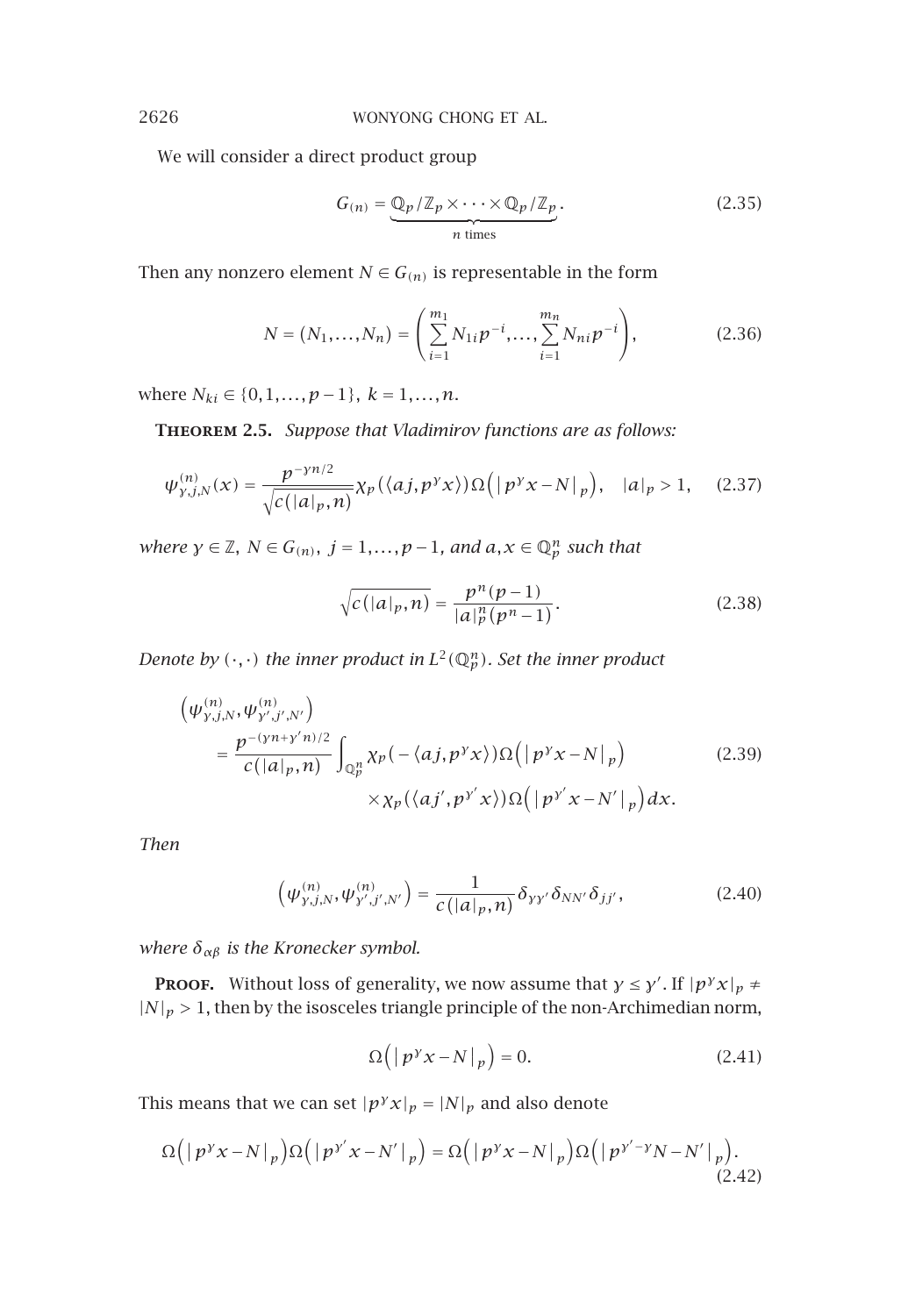We will consider a direct product group

$$G_{(n)} = \underbrace{\mathbb{Q}_p/\mathbb{Z}_p \times \cdots \times \mathbb{Q}_p/\mathbb{Z}_p}_{n \text{ times}}. \tag{2.35}$$

Then any nonzero element $N \in G_{(n)}$ is representable in the form

$$N = (N_1, \ldots, N_n) = \left( \sum_{i=1}^{m_1} N_{1i} p^{-i}, \ldots, \sum_{i=1}^{m_n} N_{ni} p^{-i} \right), \tag{2.36}$$

where $N_{ki} \in \{0, 1, \ldots, p-1\}$, $k = 1, \ldots, n$.

**Theorem 2.5.** *Suppose that Vladimirov functions are as follows:*

$$\psi^{(n)}_{\gamma,j,N}(x) = \frac{p^{-\gamma n/2}}{\sqrt{c(|a|_p, n)}} \chi_p(\langle aj, p^\gamma x \rangle) \Omega\left( \left| p^\gamma x - N \right|_p \right), \quad |a|_p > 1, \tag{2.37}$$

*where $\gamma \in \mathbb{Z}$, $N \in G_{(n)}$, $j = 1, \ldots, p-1$, and $a, x \in \mathbb{Q}_p^n$ such that*

$$\sqrt{c(|a|_p, n)} = \frac{p^n (p-1)}{|a|_p^n (p^n - 1)}. \tag{2.38}$$

*Denote by $(\cdot, \cdot)$ the inner product in $L^2(\mathbb{Q}_p^n)$. Set the inner product*

$$\begin{aligned}
\left( \psi^{(n)}_{\gamma,j,N}, \psi^{(n)}_{\gamma',j',N'} \right) &= \frac{p^{-(\gamma n + \gamma' n)/2}}{c(|a|_p, n)} \int_{\mathbb{Q}_p^n} \chi_p(-\langle aj, p^\gamma x \rangle) \Omega\left( \left| p^\gamma x - N \right|_p \right) \\
&\qquad \times \chi_p(\langle aj', p^{\gamma'} x \rangle) \Omega\left( \left| p^{\gamma'} x - N' \right|_p \right) dx.
\end{aligned} \tag{2.39}$$

*Then*

$$\left( \psi^{(n)}_{\gamma,j,N}, \psi^{(n)}_{\gamma',j',N'} \right) = \frac{1}{c(|a|_p, n)} \delta_{\gamma\gamma'} \delta_{NN'} \delta_{jj'}, \tag{2.40}$$

*where $\delta_{\alpha\beta}$ is the Kronecker symbol.*

**Proof.** Without loss of generality, we now assume that $\gamma \le \gamma'$. If $|p^\gamma x|_p \neq |N|_p > 1$, then by the isosceles triangle principle of the non-Archimedean norm,

$$\Omega\left( \left| p^\gamma x - N \right|_p \right) = 0. \tag{2.41}$$

This means that we can set $|p^\gamma x|_p = |N|_p$ and also denote

$$\Omega\left( \left| p^\gamma x - N \right|_p \right) \Omega\left( \left| p^{\gamma'} x - N' \right|_p \right) = \Omega\left( \left| p^\gamma x - N \right|_p \right) \Omega\left( \left| p^{\gamma' - \gamma} N - N' \right|_p \right). \tag{2.42}$$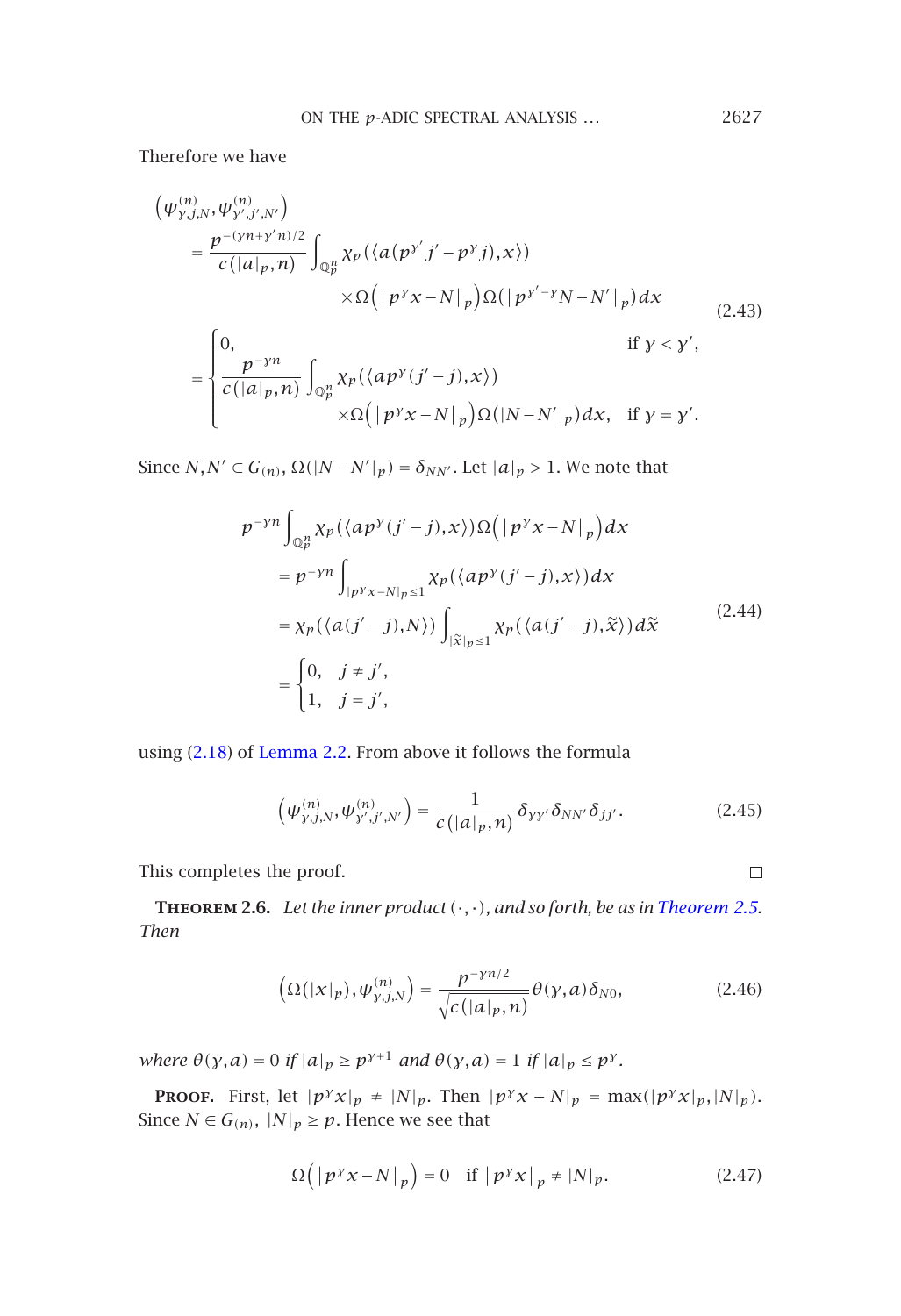Therefore we have

$$
\begin{aligned}
&\left(\psi^{(n)}_{\gamma,j,N},\psi^{(n)}_{\gamma',j',N'}\right)\\
&\quad=\frac{p^{-(\gamma n+\gamma' n)/2}}{c(|a|_p,n)}\int_{\mathbb{Q}_p^n}\chi_p\left(\langle a(p^{\gamma'}j'-p^{\gamma}j),x\rangle\right)\\
&\qquad\qquad\times\Omega\left(\left|p^{\gamma}x-N\right|_p\right)\Omega\left(\left|p^{\gamma'-\gamma}N-N'\right|_p\right)dx\\
&\quad=\begin{cases}0, & \text{if } \gamma<\gamma',\\[4pt] \dfrac{p^{-\gamma n}}{c(|a|_p,n)}\displaystyle\int_{\mathbb{Q}_p^n}\chi_p\left(\langle ap^{\gamma}(j'-j),x\rangle\right)\\ \qquad\qquad\times\Omega\left(\left|p^{\gamma}x-N\right|_p\right)\Omega\left(|N-N'|_p\right)dx, & \text{if } \gamma=\gamma'.\end{cases}
\end{aligned}
\tag{2.43}
$$

Since $N,N'\in G_{(n)}$, $\Omega(|N-N'|_p)=\delta_{NN'}$. Let $|a|_p>1$. We note that

$$
\begin{aligned}
p^{-\gamma n}&\int_{\mathbb{Q}_p^n}\chi_p\left(\langle ap^{\gamma}(j'-j),x\rangle\right)\Omega\left(\left|p^{\gamma}x-N\right|_p\right)dx\\
&=p^{-\gamma n}\int_{|p^{\gamma}x-N|_p\le 1}\chi_p\left(\langle ap^{\gamma}(j'-j),x\rangle\right)dx\\
&=\chi_p\left(\langle a(j'-j),N\rangle\right)\int_{|\tilde{x}|_p\le 1}\chi_p\left(\langle a(j'-j),\tilde{x}\rangle\right)d\tilde{x}\\
&=\begin{cases}0, & j\neq j',\\ 1, & j=j',\end{cases}
\end{aligned}
\tag{2.44}
$$

using (2.18) of Lemma 2.2. From above it follows the formula

$$
\left(\psi^{(n)}_{\gamma,j,N},\psi^{(n)}_{\gamma',j',N'}\right)=\frac{1}{c(|a|_p,n)}\delta_{\gamma\gamma'}\delta_{NN'}\delta_{jj'}.
\tag{2.45}
$$

This completes the proof. □

**Theorem 2.6.** *Let the inner product $(\cdot,\cdot)$, and so forth, be as in Theorem 2.5. Then*

$$
\left(\Omega(|x|_p),\psi^{(n)}_{\gamma,j,N}\right)=\frac{p^{-\gamma n/2}}{\sqrt{c(|a|_p,n)}}\theta(\gamma,a)\delta_{N0},
\tag{2.46}
$$

*where $\theta(\gamma,a)=0$ if $|a|_p\ge p^{\gamma+1}$ and $\theta(\gamma,a)=1$ if $|a|_p\le p^{\gamma}$.*

**Proof.** First, let $|p^{\gamma}x|_p\neq|N|_p$. Then $|p^{\gamma}x-N|_p=\max(|p^{\gamma}x|_p,|N|_p)$. Since $N\in G_{(n)}$, $|N|_p\ge p$. Hence we see that

$$
\Omega\left(\left|p^{\gamma}x-N\right|_p\right)=0\quad\text{if }\left|p^{\gamma}x\right|_p\neq|N|_p.
\tag{2.47}
$$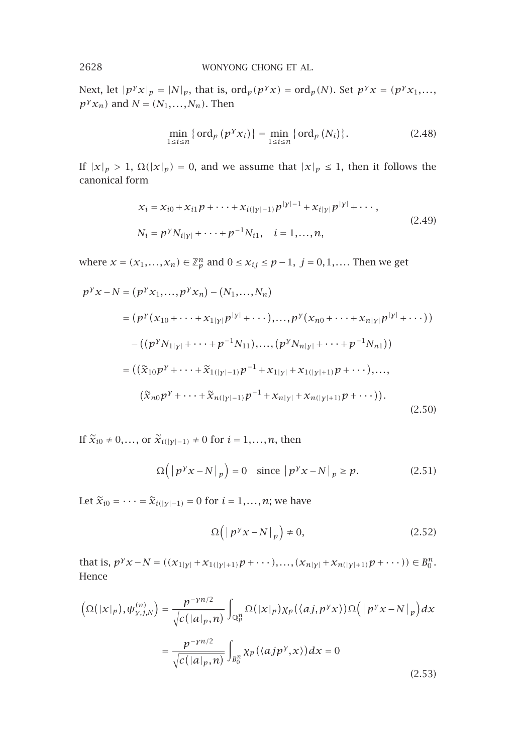Next, let $|p^\gamma x|_p = |N|_p$, that is, $\mathrm{ord}_p(p^\gamma x) = \mathrm{ord}_p(N)$. Set $p^\gamma x = (p^\gamma x_1, \ldots, p^\gamma x_n)$ and $N = (N_1, \ldots, N_n)$. Then

$$\min_{1\le i\le n}\{\mathrm{ord}_p(p^\gamma x_i)\} = \min_{1\le i\le n}\{\mathrm{ord}_p(N_i)\}. \tag{2.48}$$

If $|x|_p > 1$, $\Omega(|x|_p) = 0$, and we assume that $|x|_p \le 1$, then it follows the canonical form

$$\begin{aligned} x_i &= x_{i0} + x_{i1}p + \cdots + x_{i(|\gamma|-1)}p^{|\gamma|-1} + x_{i|\gamma|}p^{|\gamma|} + \cdots, \\ N_i &= p^\gamma N_{i|\gamma|} + \cdots + p^{-1}N_{i1}, \quad i = 1, \ldots, n, \end{aligned} \tag{2.49}$$

where $x = (x_1, \ldots, x_n) \in \mathbb{Z}_p^n$ and $0 \le x_{ij} \le p-1$, $j = 0, 1, \ldots$. Then we get

$$\begin{aligned} p^\gamma x - N &= (p^\gamma x_1, \ldots, p^\gamma x_n) - (N_1, \ldots, N_n) \\ &= \left(p^\gamma(x_{10} + \cdots + x_{1|\gamma|}p^{|\gamma|} + \cdots), \ldots, p^\gamma(x_{n0} + \cdots + x_{n|\gamma|}p^{|\gamma|} + \cdots)\right) \\ &\quad - \left((p^\gamma N_{1|\gamma|} + \cdots + p^{-1}N_{11}), \ldots, (p^\gamma N_{n|\gamma|} + \cdots + p^{-1}N_{n1})\right) \\ &= \left((\tilde{x}_{10}p^\gamma + \cdots + \tilde{x}_{1(|\gamma|-1)}p^{-1} + x_{1|\gamma|} + x_{1(|\gamma|+1)}p + \cdots), \ldots, \right. \\ &\quad \left. (\tilde{x}_{n0}p^\gamma + \cdots + \tilde{x}_{n(|\gamma|-1)}p^{-1} + x_{n|\gamma|} + x_{n(|\gamma|+1)}p + \cdots)\right). \end{aligned} \tag{2.50}$$

If $\tilde{x}_{i0} \ne 0, \ldots,$ or $\tilde{x}_{i(|\gamma|-1)} \ne 0$ for $i = 1, \ldots, n$, then

$$\Omega\left(\left|p^\gamma x - N\right|_p\right) = 0 \quad \text{since } \left|p^\gamma x - N\right|_p \ge p. \tag{2.51}$$

Let $\tilde{x}_{i0} = \cdots = \tilde{x}_{i(|\gamma|-1)} = 0$ for $i = 1, \ldots, n$; we have

$$\Omega\left(\left|p^\gamma x - N\right|_p\right) \ne 0, \tag{2.52}$$

that is, $p^\gamma x - N = ((x_{1|\gamma|} + x_{1(|\gamma|+1)}p + \cdots), \ldots, (x_{n|\gamma|} + x_{n(|\gamma|+1)}p + \cdots)) \in B_0^n$. Hence

$$\begin{aligned} \left(\Omega(|x|_p), \psi^{(n)}_{\gamma,j,N}\right) &= \frac{p^{-\gamma n/2}}{\sqrt{c(|a|_p, n)}} \int_{\mathbb{Q}_p^n} \Omega(|x|_p)\chi_p(\langle aj, p^\gamma x\rangle)\Omega\left(\left|p^\gamma x - N\right|_p\right)dx \\ &= \frac{p^{-\gamma n/2}}{\sqrt{c(|a|_p, n)}} \int_{B_0^n} \chi_p(\langle ajp^\gamma, x\rangle)dx = 0 \end{aligned} \tag{2.53}$$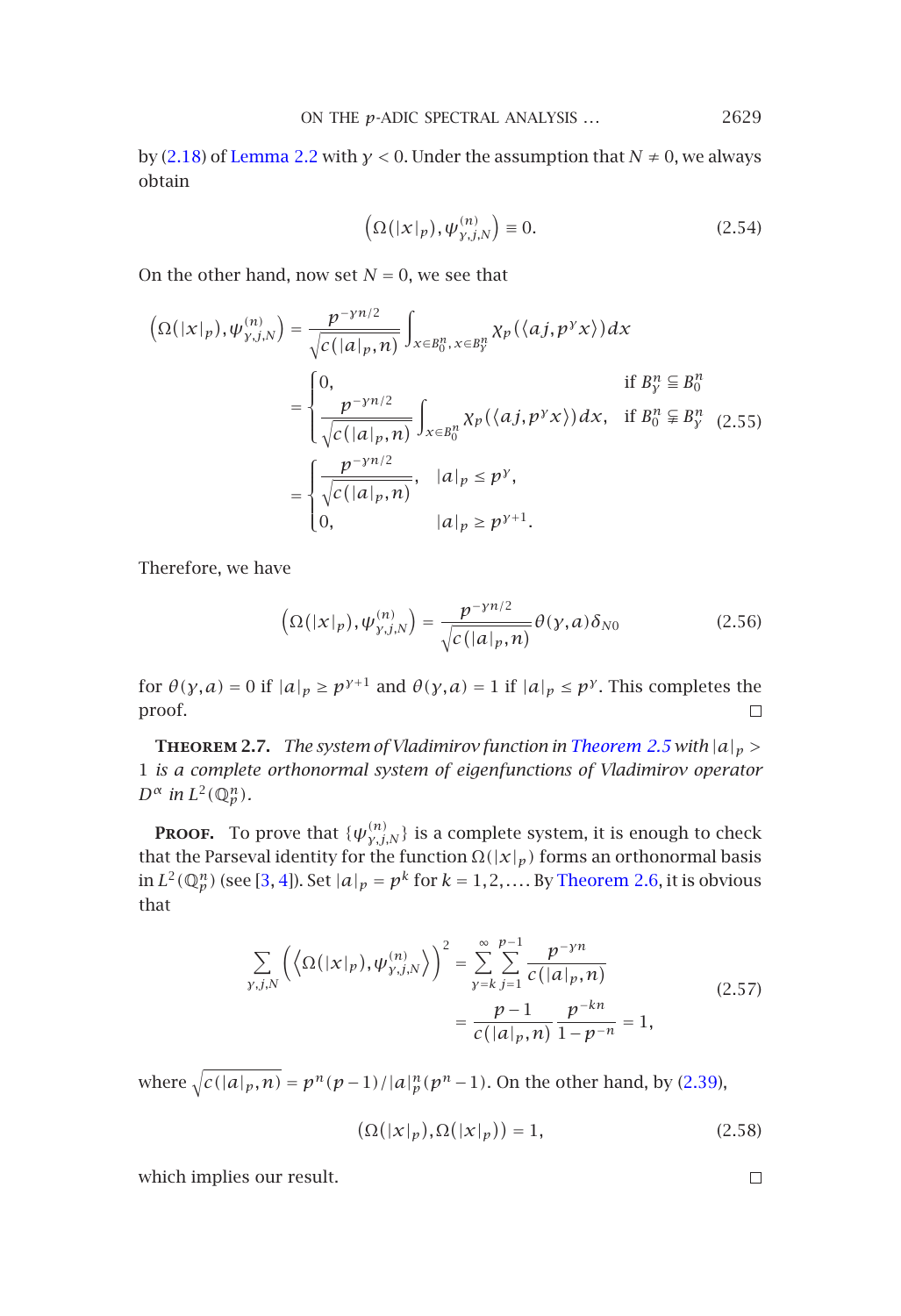by (2.18) of Lemma 2.2 with $\gamma < 0$. Under the assumption that $N \neq 0$, we always obtain

$$\left(\Omega(|x|_p), \psi_{\gamma,j,N}^{(n)}\right) \equiv 0. \tag{2.54}$$

On the other hand, now set $N = 0$, we see that

$$\begin{aligned}
\left(\Omega(|x|_p), \psi_{\gamma,j,N}^{(n)}\right) &= \frac{p^{-\gamma n/2}}{\sqrt{c(|a|_p, n)}} \int_{x \in B_0^n,\, x \in B_\gamma^n} \chi_p(\langle aj, p^\gamma x\rangle)\, dx \\
&= \begin{cases} 0, & \text{if } B_\gamma^n \subsetneqq B_0^n \\ \dfrac{p^{-\gamma n/2}}{\sqrt{c(|a|_p, n)}} \displaystyle\int_{x \in B_0^n} \chi_p(\langle aj, p^\gamma x\rangle)\, dx, & \text{if } B_0^n \subsetneqq B_\gamma^n \end{cases} \\
&= \begin{cases} \dfrac{p^{-\gamma n/2}}{\sqrt{c(|a|_p, n)}}, & |a|_p \leq p^\gamma, \\ 0, & |a|_p \geq p^{\gamma+1}. \end{cases}
\end{aligned} \tag{2.55}$$

Therefore, we have

$$\left(\Omega(|x|_p), \psi_{\gamma,j,N}^{(n)}\right) = \frac{p^{-\gamma n/2}}{\sqrt{c(|a|_p, n)}} \theta(\gamma, a) \delta_{N0} \tag{2.56}$$

for $\theta(\gamma, a) = 0$ if $|a|_p \geq p^{\gamma+1}$ and $\theta(\gamma, a) = 1$ if $|a|_p \leq p^\gamma$. This completes the proof. □

**Theorem 2.7.** *The system of Vladimirov function in Theorem 2.5 with $|a|_p > 1$ is a complete orthonormal system of eigenfunctions of Vladimirov operator $D^\alpha$ in $L^2(\mathbb{Q}_p^n)$.*

**Proof.** To prove that $\{\psi_{\gamma,j,N}^{(n)}\}$ is a complete system, it is enough to check that the Parseval identity for the function $\Omega(|x|_p)$ forms an orthonormal basis in $L^2(\mathbb{Q}_p^n)$ (see [3, 4]). Set $|a|_p = p^k$ for $k = 1, 2, \ldots$. By Theorem 2.6, it is obvious that

$$\begin{aligned}
\sum_{\gamma,j,N} \left(\left\langle \Omega(|x|_p), \psi_{\gamma,j,N}^{(n)} \right\rangle\right)^2 &= \sum_{\gamma=k}^{\infty} \sum_{j=1}^{p-1} \frac{p^{-\gamma n}}{c(|a|_p, n)} \\
&= \frac{p-1}{c(|a|_p, n)} \frac{p^{-kn}}{1 - p^{-n}} = 1,
\end{aligned} \tag{2.57}$$

where $\sqrt{c(|a|_p, n)} = p^n(p-1)/|a|_p^n(p^n - 1)$. On the other hand, by (2.39),

$$(\Omega(|x|_p), \Omega(|x|_p)) = 1, \tag{2.58}$$

which implies our result. □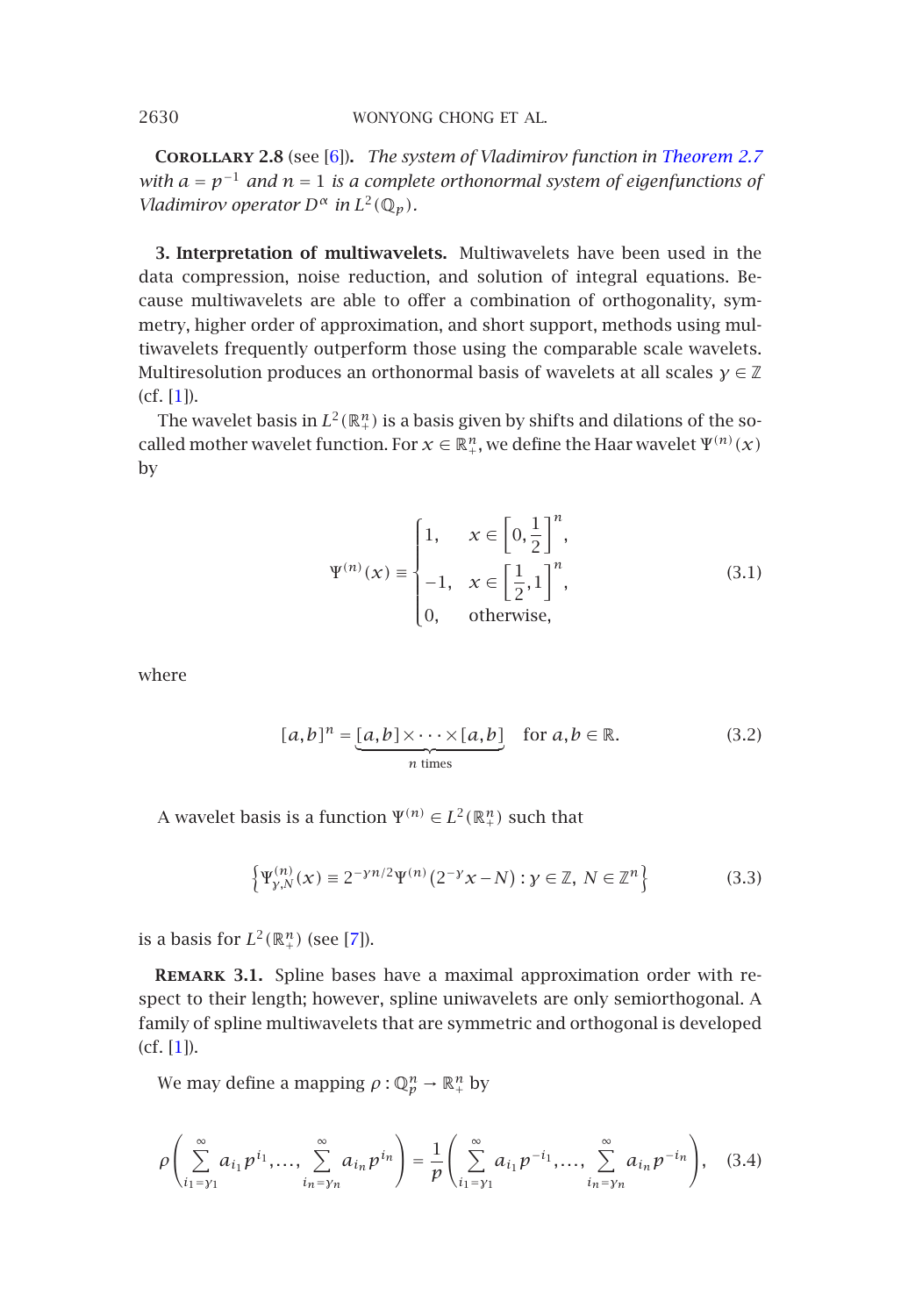**Corollary 2.8** (see [6]). *The system of Vladimirov function in Theorem 2.7 with $a = p^{-1}$ and $n = 1$ is a complete orthonormal system of eigenfunctions of Vladimirov operator $D^\alpha$ in $L^2(\mathbb{Q}_p)$.*

## 3. Interpretation of multiwavelets.

Multiwavelets have been used in the data compression, noise reduction, and solution of integral equations. Because multiwavelets are able to offer a combination of orthogonality, symmetry, higher order of approximation, and short support, methods using multiwavelets frequently outperform those using the comparable scale wavelets. Multiresolution produces an orthonormal basis of wavelets at all scales $\gamma \in \mathbb{Z}$ (cf. [1]).

The wavelet basis in $L^2(\mathbb{R}^n_+)$ is a basis given by shifts and dilations of the so-called mother wavelet function. For $x \in \mathbb{R}^n_+$, we define the Haar wavelet $\Psi^{(n)}(x)$ by

$$\Psi^{(n)}(x) \equiv \begin{cases} 1, & x \in \left[0, \dfrac{1}{2}\right]^n, \\ -1, & x \in \left[\dfrac{1}{2}, 1\right]^n, \\ 0, & \text{otherwise}, \end{cases} \tag{3.1}$$

where

$$[a,b]^n = \underbrace{[a,b] \times \cdots \times [a,b]}_{n \text{ times}} \quad \text{for } a, b \in \mathbb{R}. \tag{3.2}$$

A wavelet basis is a function $\Psi^{(n)} \in L^2(\mathbb{R}^n_+)$ such that

$$\left\{\Psi^{(n)}_{\gamma,N}(x) \equiv 2^{-\gamma n/2}\Psi^{(n)}\left(2^{-\gamma}x - N\right) : \gamma \in \mathbb{Z},\ N \in \mathbb{Z}^n\right\} \tag{3.3}$$

is a basis for $L^2(\mathbb{R}^n_+)$ (see [7]).

**Remark 3.1.** Spline bases have a maximal approximation order with respect to their length; however, spline uniwavelets are only semiorthogonal. A family of spline multiwavelets that are symmetric and orthogonal is developed (cf. [1]).

We may define a mapping $\rho : \mathbb{Q}^n_p \to \mathbb{R}^n_+$ by

$$\rho\left(\sum_{i_1=\gamma_1}^{\infty} a_{i_1} p^{i_1}, \ldots, \sum_{i_n=\gamma_n}^{\infty} a_{i_n} p^{i_n}\right) = \frac{1}{p}\left(\sum_{i_1=\gamma_1}^{\infty} a_{i_1} p^{-i_1}, \ldots, \sum_{i_n=\gamma_n}^{\infty} a_{i_n} p^{-i_n}\right), \tag{3.4}$$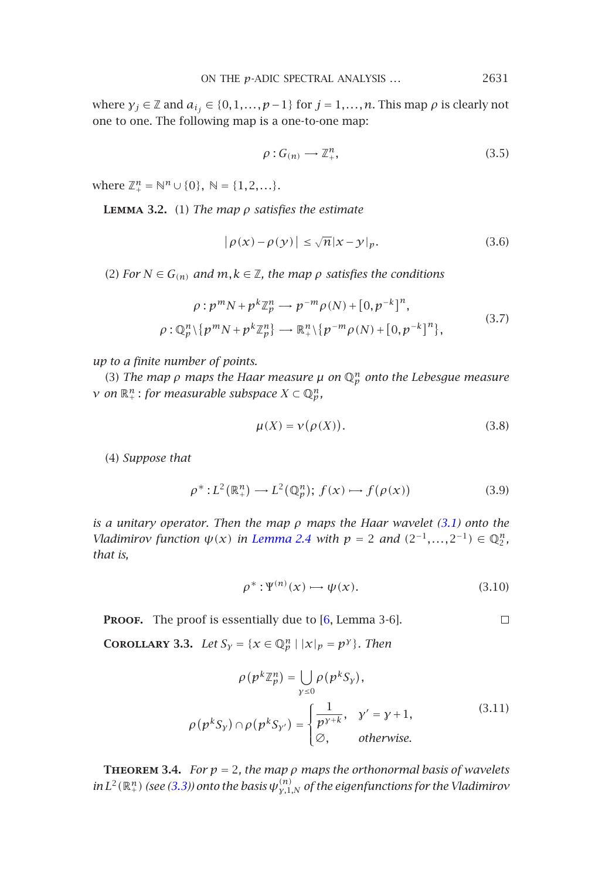where $\gamma_j \in \mathbb{Z}$ and $a_{i_j} \in \{0,1,\ldots,p-1\}$ for $j = 1,\ldots,n$. This map $\rho$ is clearly not one to one. The following map is a one-to-one map:

$$\rho : G_{(n)} \longrightarrow \mathbb{Z}_+^n, \tag{3.5}$$

where $\mathbb{Z}_+^n = \mathbb{N}^n \cup \{0\}$, $\mathbb{N} = \{1,2,\ldots\}$.

**Lemma 3.2.** (1) *The map $\rho$ satisfies the estimate*

$$\left|\rho(x) - \rho(y)\right| \le \sqrt{n}|x-y|_p. \tag{3.6}$$

(2) *For $N \in G_{(n)}$ and $m,k \in \mathbb{Z}$, the map $\rho$ satisfies the conditions*

$$\begin{aligned}\rho &: p^m N + p^k \mathbb{Z}_p^n \longrightarrow p^{-m}\rho(N) + [0, p^{-k}]^n,\\ \rho &: \mathbb{Q}_p^n \backslash \{p^m N + p^k \mathbb{Z}_p^n\} \longrightarrow \mathbb{R}_+^n \backslash \{p^{-m}\rho(N) + [0,p^{-k}]^n\},\end{aligned} \tag{3.7}$$

*up to a finite number of points.*

(3) *The map $\rho$ maps the Haar measure $\mu$ on $\mathbb{Q}_p^n$ onto the Lebesgue measure $\nu$ on $\mathbb{R}_+^n$: for measurable subspace $X \subset \mathbb{Q}_p^n$,*

$$\mu(X) = \nu(\rho(X)). \tag{3.8}$$

(4) *Suppose that*

$$\rho^* : L^2(\mathbb{R}_+^n) \longrightarrow L^2(\mathbb{Q}_p^n);\ f(x) \longmapsto f(\rho(x)) \tag{3.9}$$

*is a unitary operator. Then the map $\rho$ maps the Haar wavelet (3.1) onto the Vladimirov function $\psi(x)$ in Lemma 2.4 with $p = 2$ and $(2^{-1},\ldots,2^{-1}) \in \mathbb{Q}_2^n$, that is,*

$$\rho^* : \Psi^{(n)}(x) \longmapsto \psi(x). \tag{3.10}$$

**Proof.** The proof is essentially due to [6, Lemma 3-6]. □

**Corollary 3.3.** *Let $S_\gamma = \{x \in \mathbb{Q}_p^n \mid |x|_p = p^\gamma\}$. Then*

$$\begin{aligned}\rho(p^k\mathbb{Z}_p^n) &= \bigcup_{\gamma \le 0} \rho(p^k S_\gamma),\\ \rho(p^k S_\gamma) \cap \rho(p^k S_{\gamma'}) &= \begin{cases} \dfrac{1}{p^{\gamma+k}}, & \gamma' = \gamma + 1,\\ \varnothing, & \text{otherwise.}\end{cases}\end{aligned} \tag{3.11}$$

**Theorem 3.4.** *For $p = 2$, the map $\rho$ maps the orthonormal basis of wavelets in $L^2(\mathbb{R}_+^n)$ (see (3.3)) onto the basis $\psi_{\gamma,1,N}^{(n)}$ of the eigenfunctions for the Vladimirov*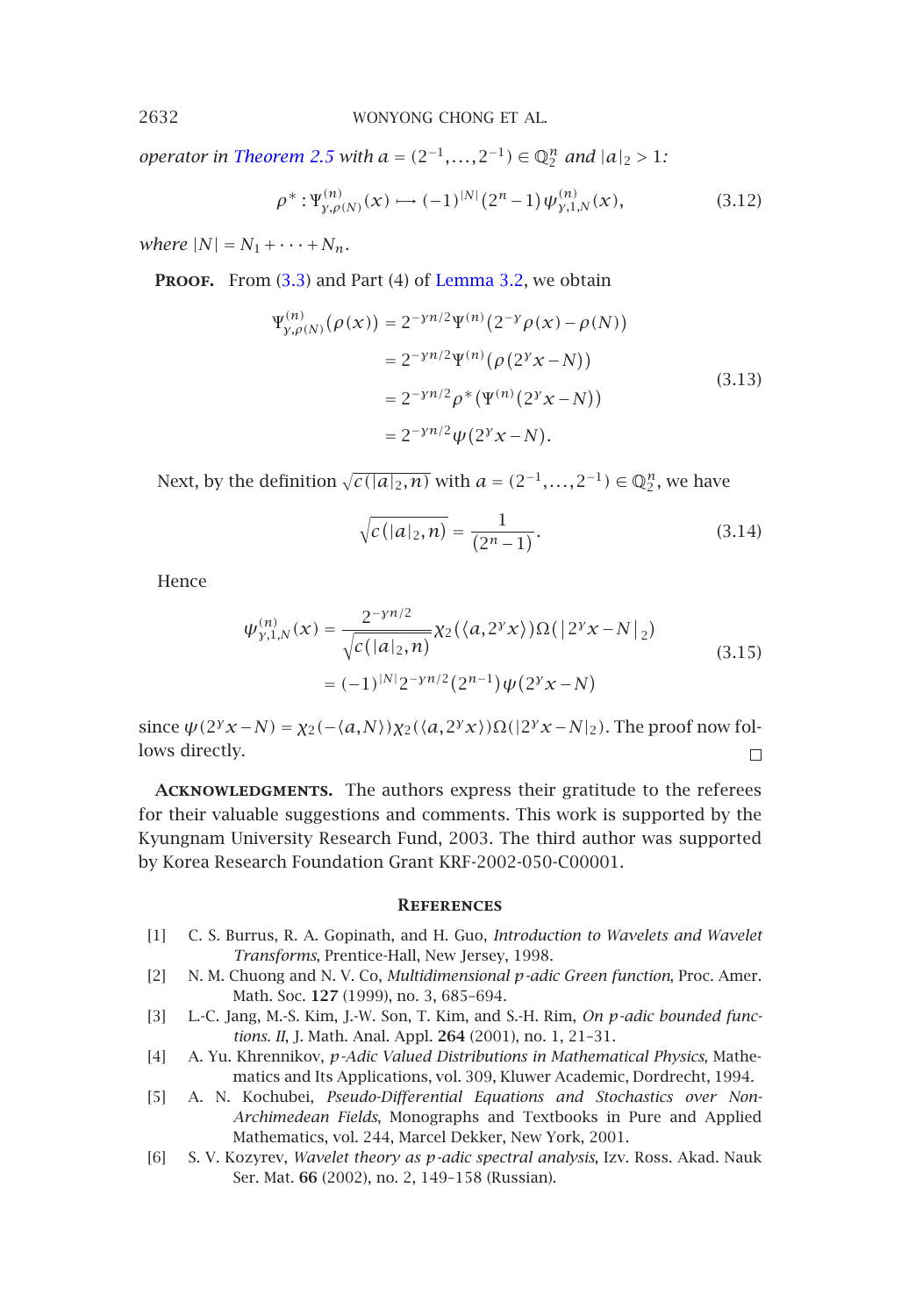*operator in Theorem 2.5 with $a = (2^{-1},\dots,2^{-1}) \in \mathbb{Q}_2^n$ and $|a|_2 > 1$:*

$$\rho^* : \Psi^{(n)}_{\gamma,\rho(N)}(x) \longmapsto (-1)^{|N|}(2^n - 1)\psi^{(n)}_{\gamma,1,N}(x), \tag{3.12}$$

*where $|N| = N_1 + \cdots + N_n$.*

**Proof.** From (3.3) and Part (4) of Lemma 3.2, we obtain

$$\begin{aligned}
\Psi^{(n)}_{\gamma,\rho(N)}(\rho(x)) &= 2^{-\gamma n/2}\Psi^{(n)}\left(2^{-\gamma}\rho(x) - \rho(N)\right) \\
&= 2^{-\gamma n/2}\Psi^{(n)}\left(\rho(2^{\gamma}x - N)\right) \\
&= 2^{-\gamma n/2}\rho^*\left(\Psi^{(n)}(2^{\gamma}x - N)\right) \\
&= 2^{-\gamma n/2}\psi(2^{\gamma}x - N).
\end{aligned} \tag{3.13}$$

Next, by the definition $\sqrt{c(|a|_2, n)}$ with $a = (2^{-1},\dots,2^{-1}) \in \mathbb{Q}_2^n$, we have

$$\sqrt{c(|a|_2, n)} = \frac{1}{(2^n - 1)}. \tag{3.14}$$

Hence

$$\begin{aligned}
\psi^{(n)}_{\gamma,1,N}(x) &= \frac{2^{-\gamma n/2}}{\sqrt{c(|a|_2, n)}}\chi_2(\langle a, 2^{\gamma}x\rangle)\Omega(|2^{\gamma}x - N|_2) \\
&= (-1)^{|N|}2^{-\gamma n/2}(2^{n-1})\psi(2^{\gamma}x - N)
\end{aligned} \tag{3.15}$$

since $\psi(2^{\gamma}x - N) = \chi_2(-\langle a, N\rangle)\chi_2(\langle a, 2^{\gamma}x\rangle)\Omega(|2^{\gamma}x - N|_2)$. The proof now follows directly. □

**Acknowledgments.** The authors express their gratitude to the referees for their valuable suggestions and comments. This work is supported by the Kyungnam University Research Fund, 2003. The third author was supported by Korea Research Foundation Grant KRF-2002-050-C00001.

## References

[1] C. S. Burrus, R. A. Gopinath, and H. Guo, *Introduction to Wavelets and Wavelet Transforms*, Prentice-Hall, New Jersey, 1998.

[2] N. M. Chuong and N. V. Co, *Multidimensional p-adic Green function*, Proc. Amer. Math. Soc. **127** (1999), no. 3, 685–694.

[3] L.-C. Jang, M.-S. Kim, J.-W. Son, T. Kim, and S.-H. Rim, *On p-adic bounded functions. II*, J. Math. Anal. Appl. **264** (2001), no. 1, 21–31.

[4] A. Yu. Khrennikov, *p-Adic Valued Distributions in Mathematical Physics*, Mathematics and Its Applications, vol. 309, Kluwer Academic, Dordrecht, 1994.

[5] A. N. Kochubei, *Pseudo-Differential Equations and Stochastics over Non-Archimedean Fields*, Monographs and Textbooks in Pure and Applied Mathematics, vol. 244, Marcel Dekker, New York, 2001.

[6] S. V. Kozyrev, *Wavelet theory as p-adic spectral analysis*, Izv. Ross. Akad. Nauk Ser. Mat. **66** (2002), no. 2, 149–158 (Russian).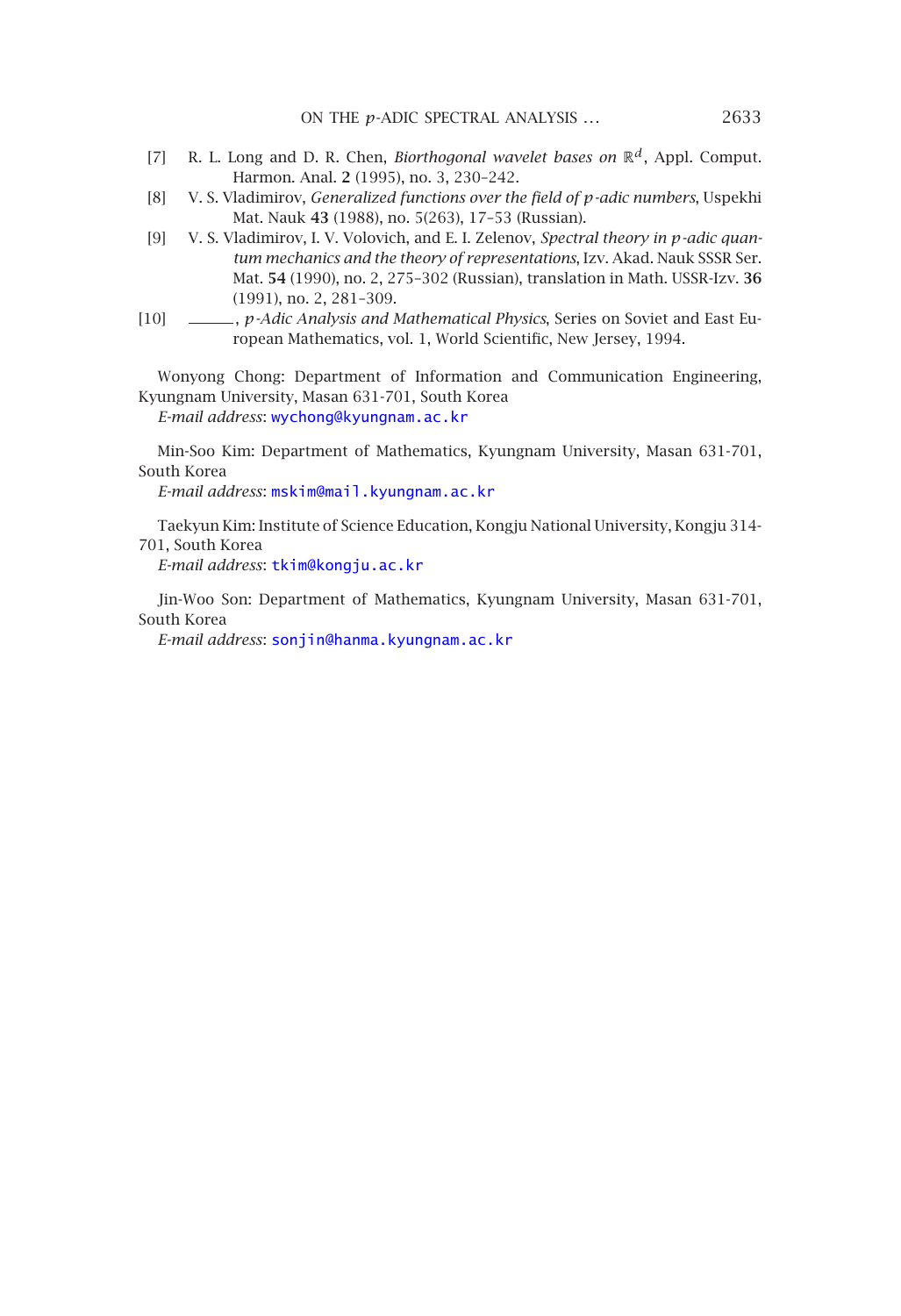[7] R. L. Long and D. R. Chen, *Biorthogonal wavelet bases on* $\mathbb{R}^d$, Appl. Comput. Harmon. Anal. **2** (1995), no. 3, 230–242.

[8] V. S. Vladimirov, *Generalized functions over the field of p-adic numbers*, Uspekhi Mat. Nauk **43** (1988), no. 5(263), 17–53 (Russian).

[9] V. S. Vladimirov, I. V. Volovich, and E. I. Zelenov, *Spectral theory in p-adic quantum mechanics and the theory of representations*, Izv. Akad. Nauk SSSR Ser. Mat. **54** (1990), no. 2, 275–302 (Russian), translation in Math. USSR-Izv. **36** (1991), no. 2, 281–309.

[10] ———, *p-Adic Analysis and Mathematical Physics*, Series on Soviet and East European Mathematics, vol. 1, World Scientific, New Jersey, 1994.

Wonyong Chong: Department of Information and Communication Engineering, Kyungnam University, Masan 631-701, South Korea
*E-mail address*: wychong@kyungnam.ac.kr

Min-Soo Kim: Department of Mathematics, Kyungnam University, Masan 631-701, South Korea
*E-mail address*: mskim@mail.kyungnam.ac.kr

Taekyun Kim: Institute of Science Education, Kongju National University, Kongju 314-701, South Korea
*E-mail address*: tkim@kongju.ac.kr

Jin-Woo Son: Department of Mathematics, Kyungnam University, Masan 631-701, South Korea
*E-mail address*: sonjin@hanma.kyungnam.ac.kr